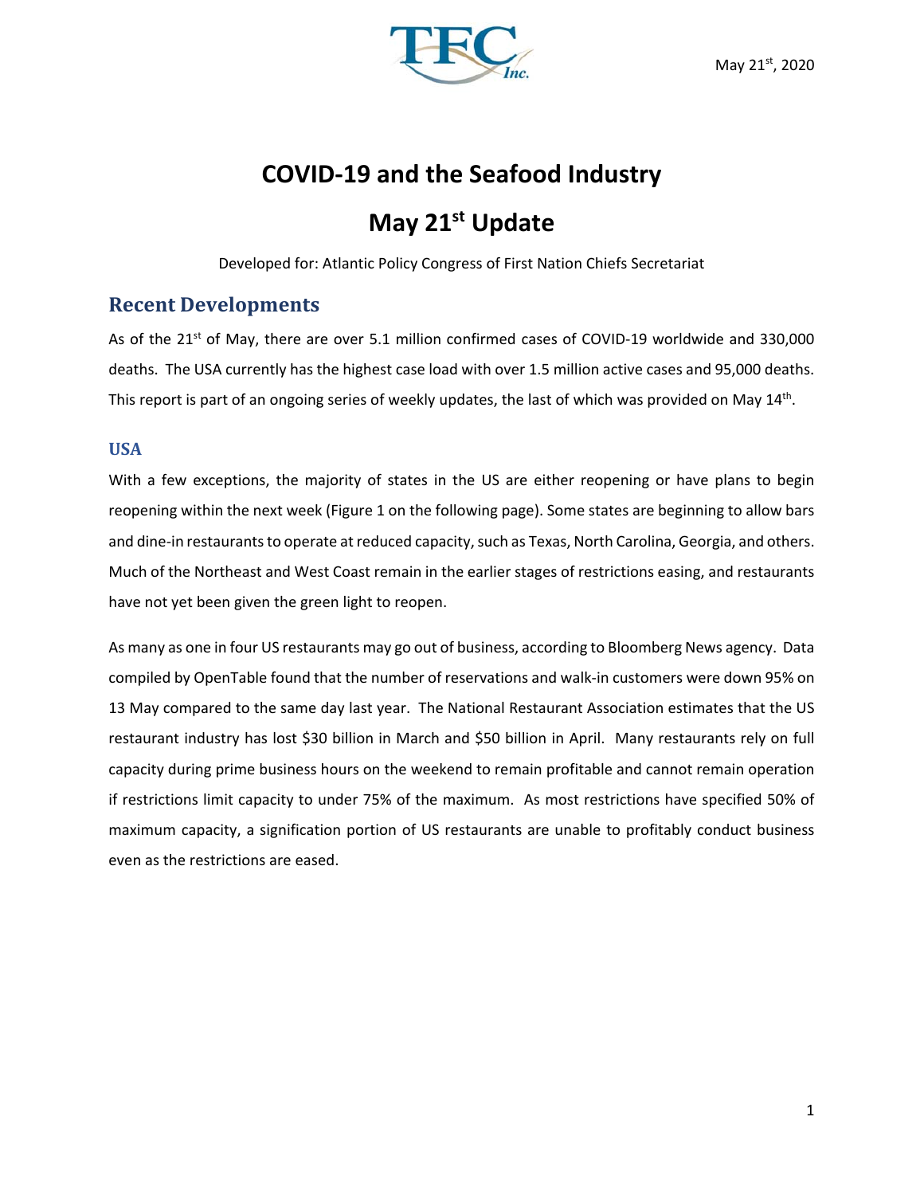May 21st, 2020

# COVID-19 and the Seafood Industry

# May 21st Update

Developed for: Atlantic Policy Congress of First Nation Chiefs Secretariat

## Recent Developments

As of the 21st of May, there are over 5.1 million confirmed cases of COVID-19 worldwide and 330,000 deaths. The USA currently has the highest case load with over 1.5 million active cases and 95,000 deaths. This report is part of an ongoing series of weekly updates, the last of which was provided on May 14th.

### USA

With a few exceptions, the majority of states in the US are either reopening or have plans to begin reopening within the next week (Figure 1 on the following page). Some states are beginning to allow bars and dine-in restaurants to operate at reduced capacity, such as Texas, North Carolina, Georgia, and others. Much of the Northeast and West Coast remain in the earlier stages of restrictions easing, and restaurants have not yet been given the green light to reopen.

As many as one in four US restaurants may go out of business, according to Bloomberg News agency. Data compiled by OpenTable found that the number of reservations and walk-in customers were down 95% on 13 May compared to the same day last year. The National Restaurant Association estimates that the US restaurant industry has lost $30 billion in March and $50 billion in April. Many restaurants rely on full capacity during prime business hours on the weekend to remain profitable and cannot remain operation if restrictions limit capacity to under 75% of the maximum. As most restrictions have specified 50% of maximum capacity, a signification portion of US restaurants are unable to profitably conduct business even as the restrictions are eased.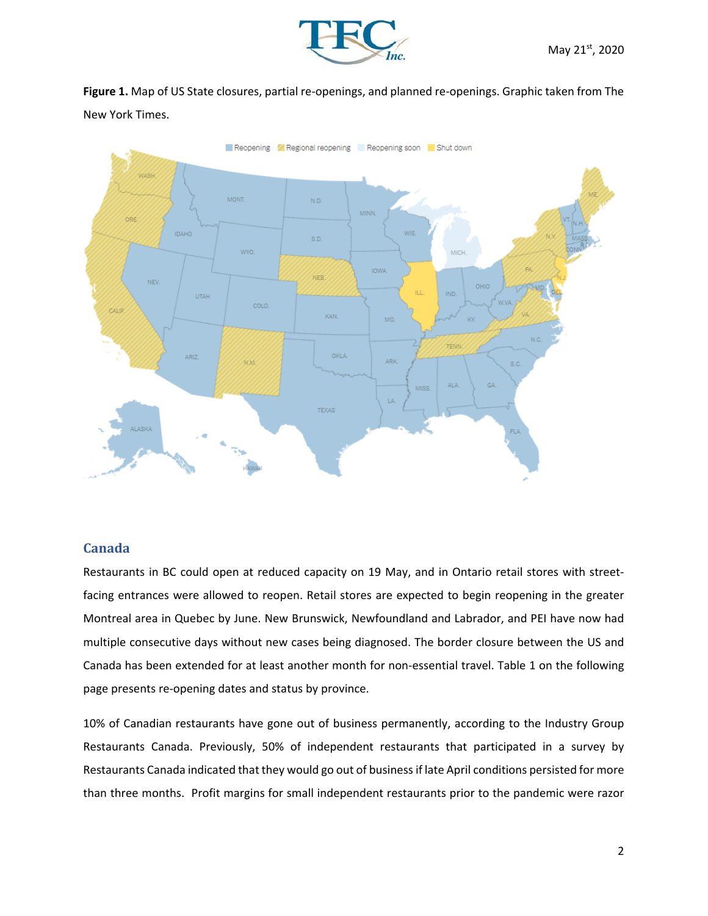**Figure 1.** Map of US State closures, partial re-openings, and planned re-openings. Graphic taken from The New York Times.

Reopening
Regional reopening
Reopening soon
Shut down

WASH. ORE. CALIF. IDAHO NEV. MONT. WYO. UTAH ARIZ. COLO. N.M. N.D. S.D. NEB. KAN. OKLA. TEXAS MINN. IOWA MO. ARK. LA. WIS. ILL. MICH. IND. OHIO KY. TENN. MISS. ALA. GA. FLA. S.C. N.C. VA. W.VA. MD. DEL. N.J. PA. N.Y. VT. N.H. ME. MASS. CONN. R.I. ALASKA HAWAII

## Canada

Restaurants in BC could open at reduced capacity on 19 May, and in Ontario retail stores with street-facing entrances were allowed to reopen. Retail stores are expected to begin reopening in the greater Montreal area in Quebec by June. New Brunswick, Newfoundland and Labrador, and PEI have now had multiple consecutive days without new cases being diagnosed. The border closure between the US and Canada has been extended for at least another month for non-essential travel. Table 1 on the following page presents re-opening dates and status by province.

10% of Canadian restaurants have gone out of business permanently, according to the Industry Group Restaurants Canada. Previously, 50% of independent restaurants that participated in a survey by Restaurants Canada indicated that they would go out of business if late April conditions persisted for more than three months. Profit margins for small independent restaurants prior to the pandemic were razor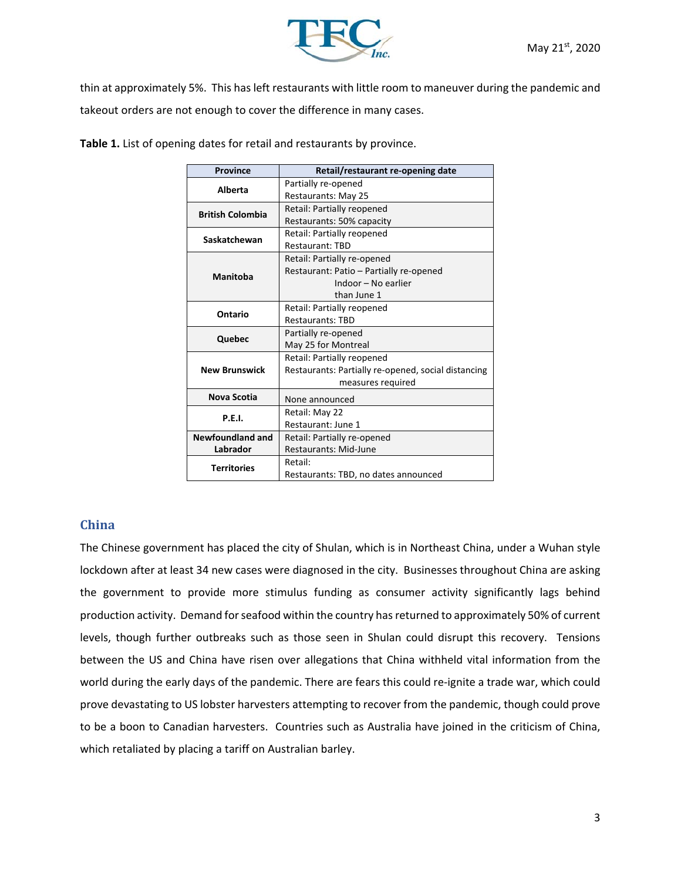thin at approximately 5%. This has left restaurants with little room to maneuver during the pandemic and takeout orders are not enough to cover the difference in many cases.

**Table 1.** List of opening dates for retail and restaurants by province.

| Province | Retail/restaurant re-opening date |
|---|---|
| **Alberta** | Partially re-opened<br>Restaurants: May 25 |
| **British Colombia** | Retail: Partially reopened<br>Restaurants: 50% capacity |
| **Saskatchewan** | Retail: Partially reopened<br>Restaurant: TBD |
| **Manitoba** | Retail: Partially re-opened<br>Restaurant: Patio – Partially re-opened<br>Indoor – No earlier than June 1 |
| **Ontario** | Retail: Partially reopened<br>Restaurants: TBD |
| **Quebec** | Partially re-opened<br>May 25 for Montreal |
| **New Brunswick** | Retail: Partially reopened<br>Restaurants: Partially re-opened, social distancing measures required |
| **Nova Scotia** | None announced |
| **P.E.I.** | Retail: May 22<br>Restaurant: June 1 |
| **Newfoundland and Labrador** | Retail: Partially re-opened<br>Restaurants: Mid-June |
| **Territories** | Retail:<br>Restaurants: TBD, no dates announced |

## China

The Chinese government has placed the city of Shulan, which is in Northeast China, under a Wuhan style lockdown after at least 34 new cases were diagnosed in the city. Businesses throughout China are asking the government to provide more stimulus funding as consumer activity significantly lags behind production activity. Demand for seafood within the country has returned to approximately 50% of current levels, though further outbreaks such as those seen in Shulan could disrupt this recovery. Tensions between the US and China have risen over allegations that China withheld vital information from the world during the early days of the pandemic. There are fears this could re-ignite a trade war, which could prove devastating to US lobster harvesters attempting to recover from the pandemic, though could prove to be a boon to Canadian harvesters. Countries such as Australia have joined in the criticism of China, which retaliated by placing a tariff on Australian barley.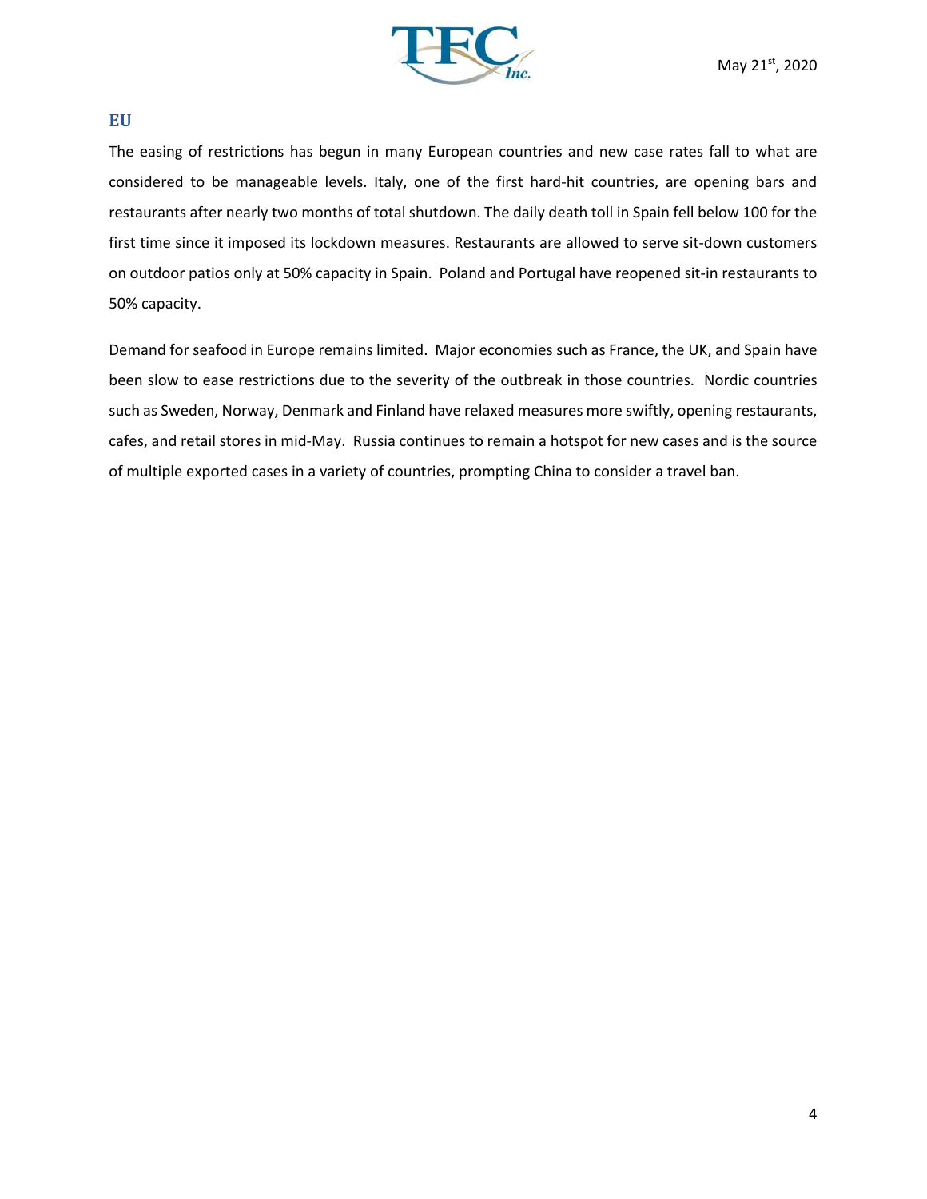## EU

The easing of restrictions has begun in many European countries and new case rates fall to what are considered to be manageable levels. Italy, one of the first hard-hit countries, are opening bars and restaurants after nearly two months of total shutdown. The daily death toll in Spain fell below 100 for the first time since it imposed its lockdown measures. Restaurants are allowed to serve sit-down customers on outdoor patios only at 50% capacity in Spain. Poland and Portugal have reopened sit-in restaurants to 50% capacity.

Demand for seafood in Europe remains limited. Major economies such as France, the UK, and Spain have been slow to ease restrictions due to the severity of the outbreak in those countries. Nordic countries such as Sweden, Norway, Denmark and Finland have relaxed measures more swiftly, opening restaurants, cafes, and retail stores in mid-May. Russia continues to remain a hotspot for new cases and is the source of multiple exported cases in a variety of countries, prompting China to consider a travel ban.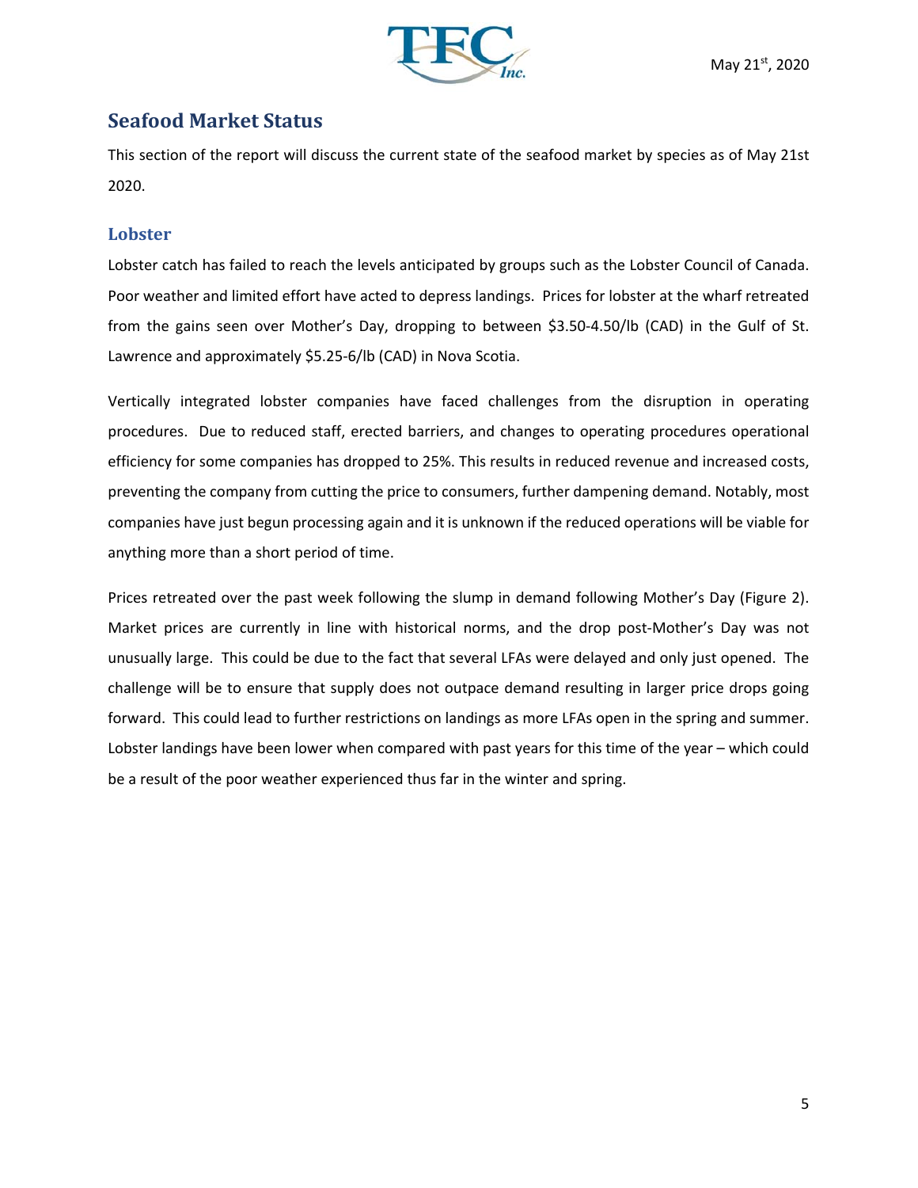## Seafood Market Status

This section of the report will discuss the current state of the seafood market by species as of May 21st 2020.

### Lobster

Lobster catch has failed to reach the levels anticipated by groups such as the Lobster Council of Canada. Poor weather and limited effort have acted to depress landings. Prices for lobster at the wharf retreated from the gains seen over Mother's Day, dropping to between $3.50-4.50/lb (CAD) in the Gulf of St. Lawrence and approximately $5.25-6/lb (CAD) in Nova Scotia.

Vertically integrated lobster companies have faced challenges from the disruption in operating procedures. Due to reduced staff, erected barriers, and changes to operating procedures operational efficiency for some companies has dropped to 25%. This results in reduced revenue and increased costs, preventing the company from cutting the price to consumers, further dampening demand. Notably, most companies have just begun processing again and it is unknown if the reduced operations will be viable for anything more than a short period of time.

Prices retreated over the past week following the slump in demand following Mother's Day (Figure 2). Market prices are currently in line with historical norms, and the drop post-Mother's Day was not unusually large. This could be due to the fact that several LFAs were delayed and only just opened. The challenge will be to ensure that supply does not outpace demand resulting in larger price drops going forward. This could lead to further restrictions on landings as more LFAs open in the spring and summer. Lobster landings have been lower when compared with past years for this time of the year – which could be a result of the poor weather experienced thus far in the winter and spring.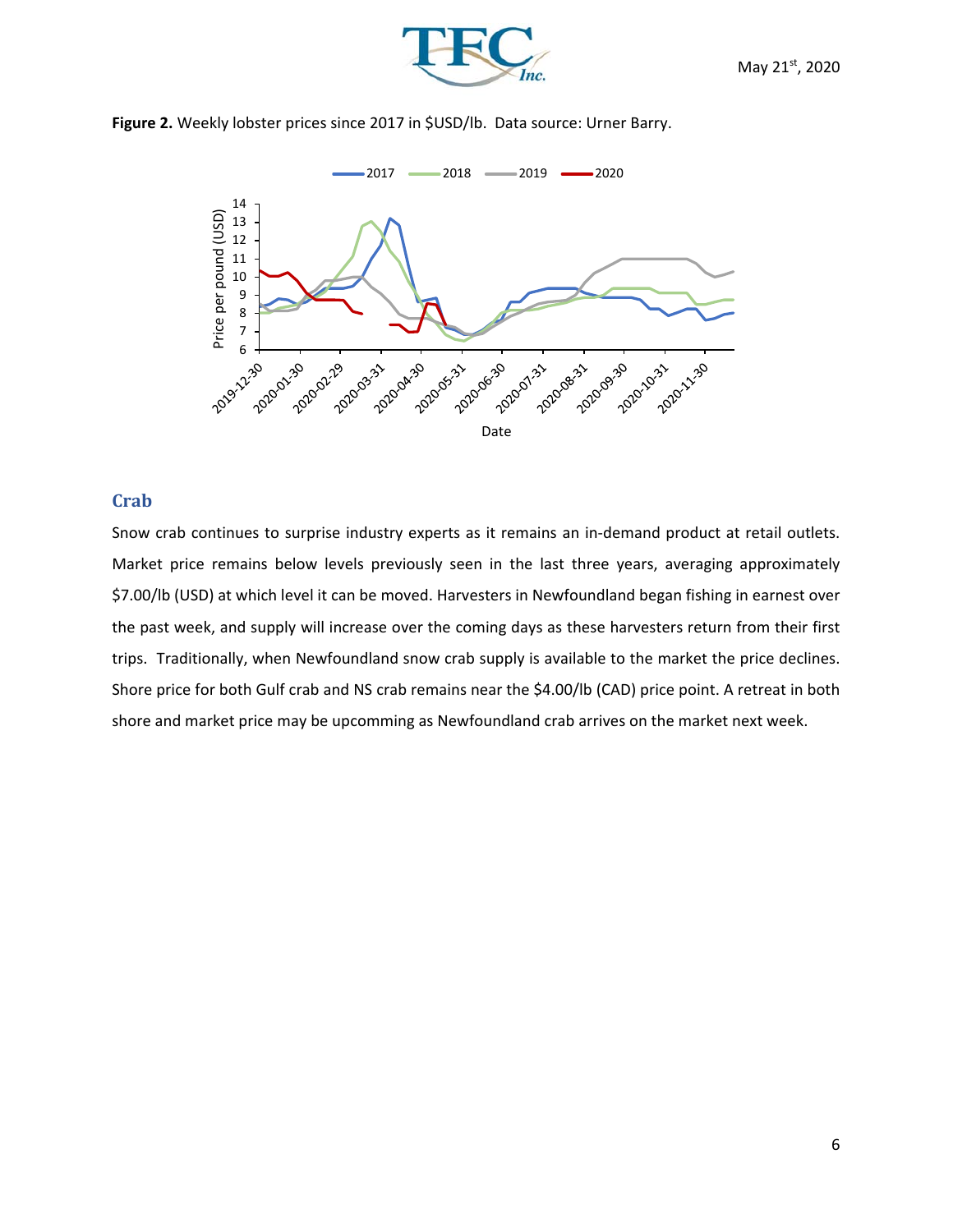**Figure 2.** Weekly lobster prices since 2017 in $USD/lb. Data source: Urner Barry.

2017 2018 2019 2020

Price per pound (USD)

14
13
12
11
10
9
8
7
6

2019-12-30 2020-01-30 2020-02-29 2020-03-31 2020-04-30 2020-05-31 2020-06-30 2020-07-31 2020-08-31 2020-09-30 2020-10-31 2020-11-30

Date

## Crab

Snow crab continues to surprise industry experts as it remains an in-demand product at retail outlets. Market price remains below levels previously seen in the last three years, averaging approximately $7.00/lb (USD) at which level it can be moved. Harvesters in Newfoundland began fishing in earnest over the past week, and supply will increase over the coming days as these harvesters return from their first trips. Traditionally, when Newfoundland snow crab supply is available to the market the price declines. Shore price for both Gulf crab and NS crab remains near the $4.00/lb (CAD) price point. A retreat in both shore and market price may be upcomming as Newfoundland crab arrives on the market next week.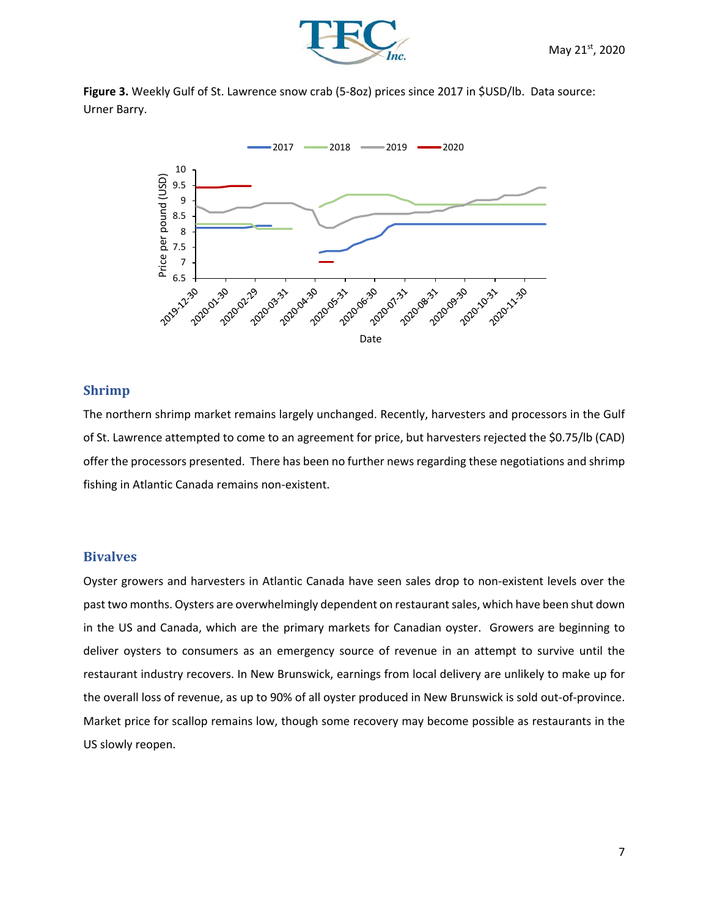**Figure 3.** Weekly Gulf of St. Lawrence snow crab (5-8oz) prices since 2017 in $USD/lb. Data source: Urner Barry.

2017 2018 2019 2020

Price per pound (USD)

10
9.5
9
8.5
8
7.5
7
6.5

2019-12-30
2020-01-30
2020-02-29
2020-03-31
2020-04-30
2020-05-31
2020-06-30
2020-07-31
2020-08-31
2020-09-30
2020-10-31
2020-11-30

Date

## Shrimp

The northern shrimp market remains largely unchanged. Recently, harvesters and processors in the Gulf of St. Lawrence attempted to come to an agreement for price, but harvesters rejected the $0.75/lb (CAD) offer the processors presented. There has been no further news regarding these negotiations and shrimp fishing in Atlantic Canada remains non-existent.

## Bivalves

Oyster growers and harvesters in Atlantic Canada have seen sales drop to non-existent levels over the past two months. Oysters are overwhelmingly dependent on restaurant sales, which have been shut down in the US and Canada, which are the primary markets for Canadian oyster. Growers are beginning to deliver oysters to consumers as an emergency source of revenue in an attempt to survive until the restaurant industry recovers. In New Brunswick, earnings from local delivery are unlikely to make up for the overall loss of revenue, as up to 90% of all oyster produced in New Brunswick is sold out-of-province. Market price for scallop remains low, though some recovery may become possible as restaurants in the US slowly reopen.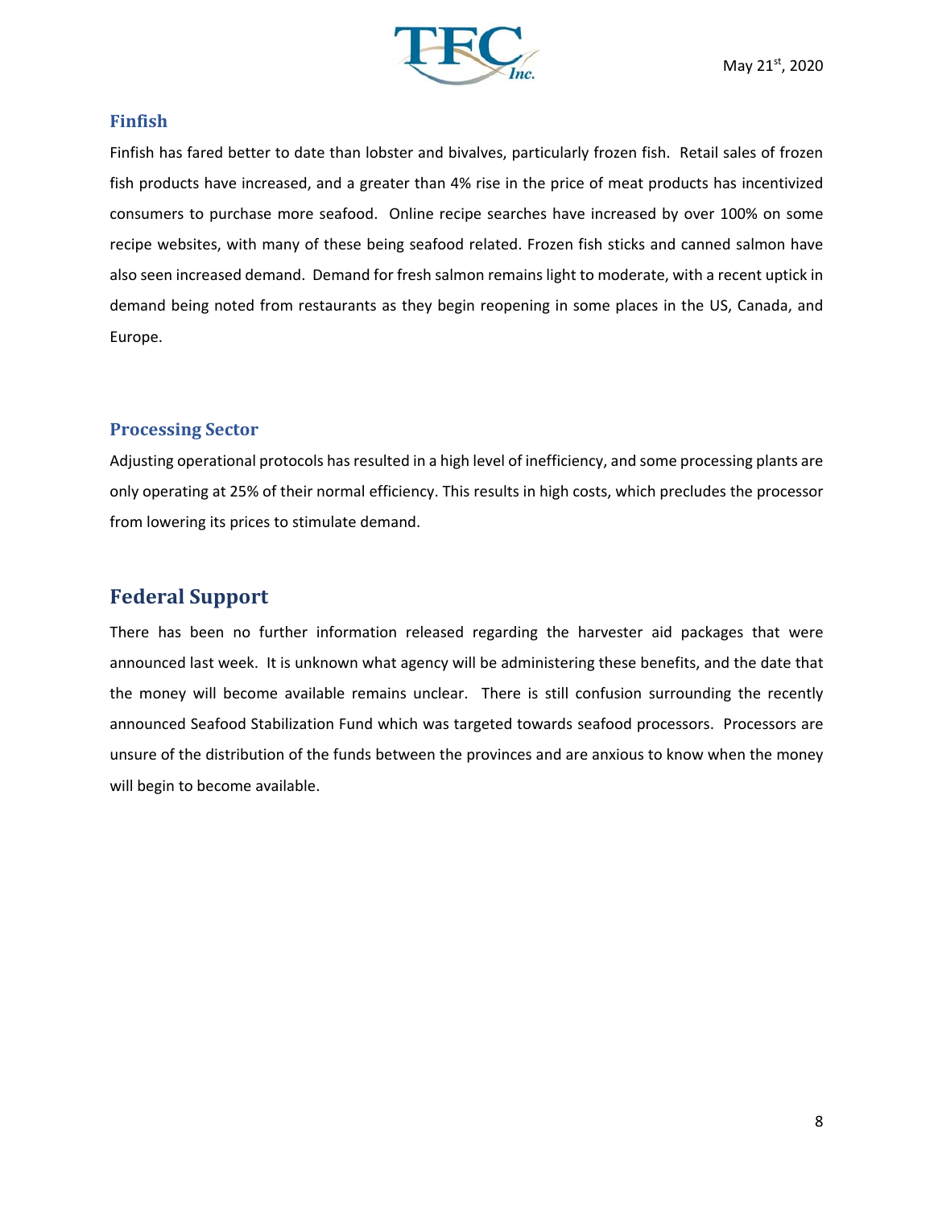### Finfish

Finfish has fared better to date than lobster and bivalves, particularly frozen fish. Retail sales of frozen fish products have increased, and a greater than 4% rise in the price of meat products has incentivized consumers to purchase more seafood. Online recipe searches have increased by over 100% on some recipe websites, with many of these being seafood related. Frozen fish sticks and canned salmon have also seen increased demand. Demand for fresh salmon remains light to moderate, with a recent uptick in demand being noted from restaurants as they begin reopening in some places in the US, Canada, and Europe.

### Processing Sector

Adjusting operational protocols has resulted in a high level of inefficiency, and some processing plants are only operating at 25% of their normal efficiency. This results in high costs, which precludes the processor from lowering its prices to stimulate demand.

## Federal Support

There has been no further information released regarding the harvester aid packages that were announced last week. It is unknown what agency will be administering these benefits, and the date that the money will become available remains unclear. There is still confusion surrounding the recently announced Seafood Stabilization Fund which was targeted towards seafood processors. Processors are unsure of the distribution of the funds between the provinces and are anxious to know when the money will begin to become available.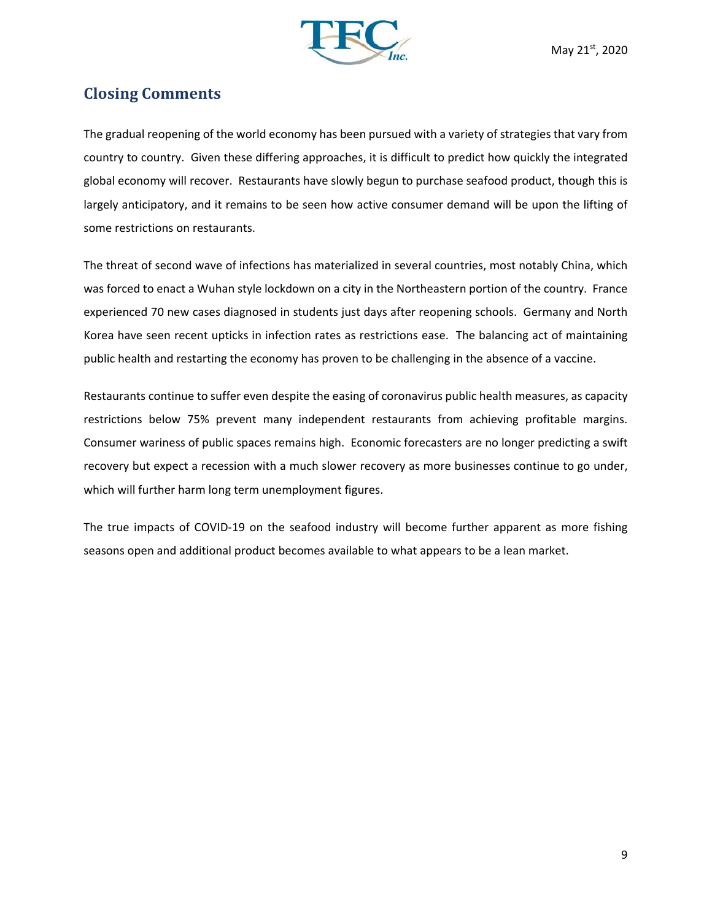## Closing Comments

The gradual reopening of the world economy has been pursued with a variety of strategies that vary from country to country. Given these differing approaches, it is difficult to predict how quickly the integrated global economy will recover. Restaurants have slowly begun to purchase seafood product, though this is largely anticipatory, and it remains to be seen how active consumer demand will be upon the lifting of some restrictions on restaurants.

The threat of second wave of infections has materialized in several countries, most notably China, which was forced to enact a Wuhan style lockdown on a city in the Northeastern portion of the country. France experienced 70 new cases diagnosed in students just days after reopening schools. Germany and North Korea have seen recent upticks in infection rates as restrictions ease. The balancing act of maintaining public health and restarting the economy has proven to be challenging in the absence of a vaccine.

Restaurants continue to suffer even despite the easing of coronavirus public health measures, as capacity restrictions below 75% prevent many independent restaurants from achieving profitable margins. Consumer wariness of public spaces remains high. Economic forecasters are no longer predicting a swift recovery but expect a recession with a much slower recovery as more businesses continue to go under, which will further harm long term unemployment figures.

The true impacts of COVID-19 on the seafood industry will become further apparent as more fishing seasons open and additional product becomes available to what appears to be a lean market.